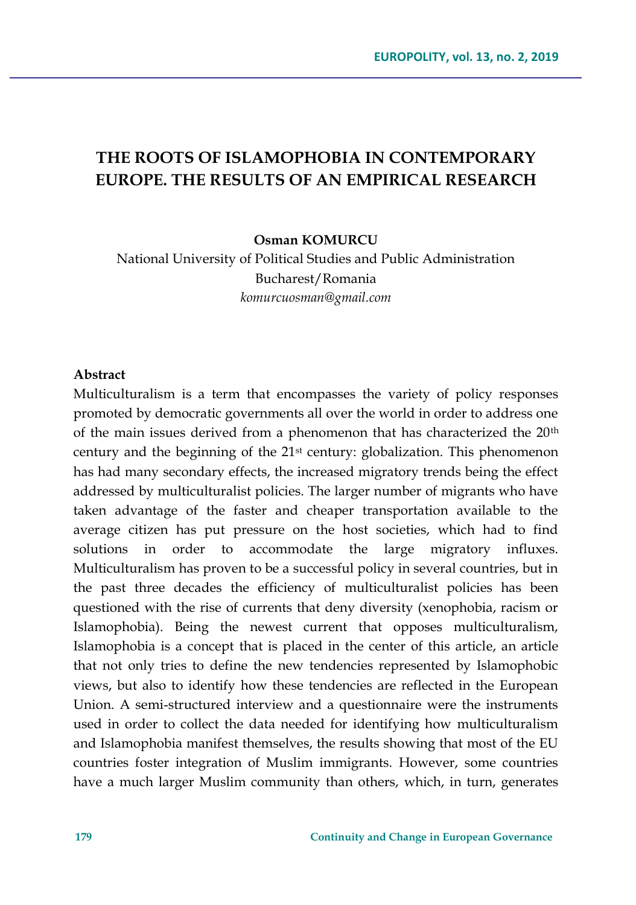# THE ROOTS OF ISLAMOPHOBIA IN CONTEMPORARY EUROPE. THE RESULTS OF AN EMPIRICAL RESEARCH

**Osman KOMURCU**

National University of Political Studies and Public Administration
Bucharest/Romania
*komurcuosman@gmail.com*

**Abstract**

Multiculturalism is a term that encompasses the variety of policy responses promoted by democratic governments all over the world in order to address one of the main issues derived from a phenomenon that has characterized the 20th century and the beginning of the 21st century: globalization. This phenomenon has had many secondary effects, the increased migratory trends being the effect addressed by multiculturalist policies. The larger number of migrants who have taken advantage of the faster and cheaper transportation available to the average citizen has put pressure on the host societies, which had to find solutions in order to accommodate the large migratory influxes. Multiculturalism has proven to be a successful policy in several countries, but in the past three decades the efficiency of multiculturalist policies has been questioned with the rise of currents that deny diversity (xenophobia, racism or Islamophobia). Being the newest current that opposes multiculturalism, Islamophobia is a concept that is placed in the center of this article, an article that not only tries to define the new tendencies represented by Islamophobic views, but also to identify how these tendencies are reflected in the European Union. A semi-structured interview and a questionnaire were the instruments used in order to collect the data needed for identifying how multiculturalism and Islamophobia manifest themselves, the results showing that most of the EU countries foster integration of Muslim immigrants. However, some countries have a much larger Muslim community than others, which, in turn, generates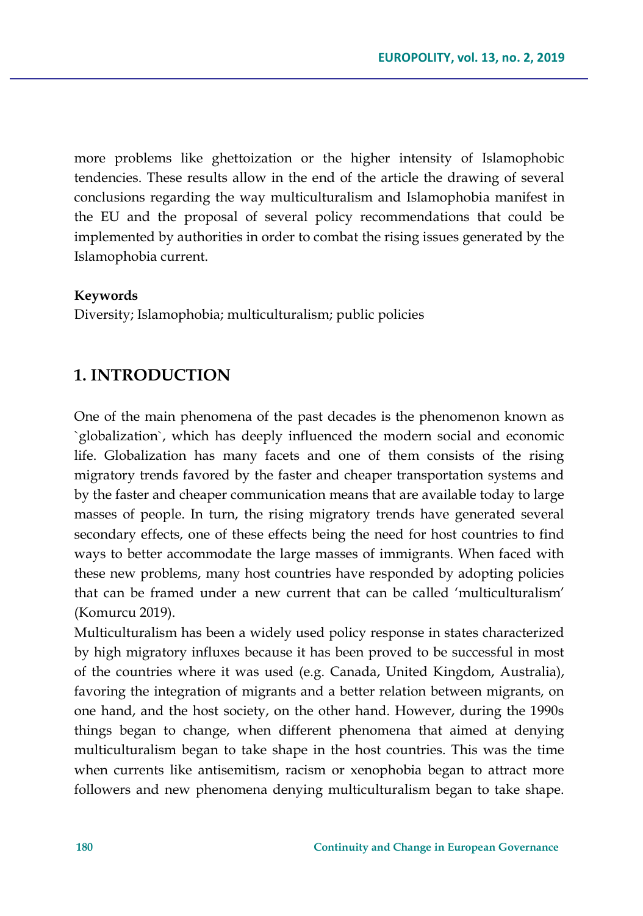more problems like ghettoization or the higher intensity of Islamophobic tendencies. These results allow in the end of the article the drawing of several conclusions regarding the way multiculturalism and Islamophobia manifest in the EU and the proposal of several policy recommendations that could be implemented by authorities in order to combat the rising issues generated by the Islamophobia current.

**Keywords**

Diversity; Islamophobia; multiculturalism; public policies

## 1. INTRODUCTION

One of the main phenomena of the past decades is the phenomenon known as `globalization`, which has deeply influenced the modern social and economic life. Globalization has many facets and one of them consists of the rising migratory trends favored by the faster and cheaper transportation systems and by the faster and cheaper communication means that are available today to large masses of people. In turn, the rising migratory trends have generated several secondary effects, one of these effects being the need for host countries to find ways to better accommodate the large masses of immigrants. When faced with these new problems, many host countries have responded by adopting policies that can be framed under a new current that can be called 'multiculturalism' (Komurcu 2019).

Multiculturalism has been a widely used policy response in states characterized by high migratory influxes because it has been proved to be successful in most of the countries where it was used (e.g. Canada, United Kingdom, Australia), favoring the integration of migrants and a better relation between migrants, on one hand, and the host society, on the other hand. However, during the 1990s things began to change, when different phenomena that aimed at denying multiculturalism began to take shape in the host countries. This was the time when currents like antisemitism, racism or xenophobia began to attract more followers and new phenomena denying multiculturalism began to take shape.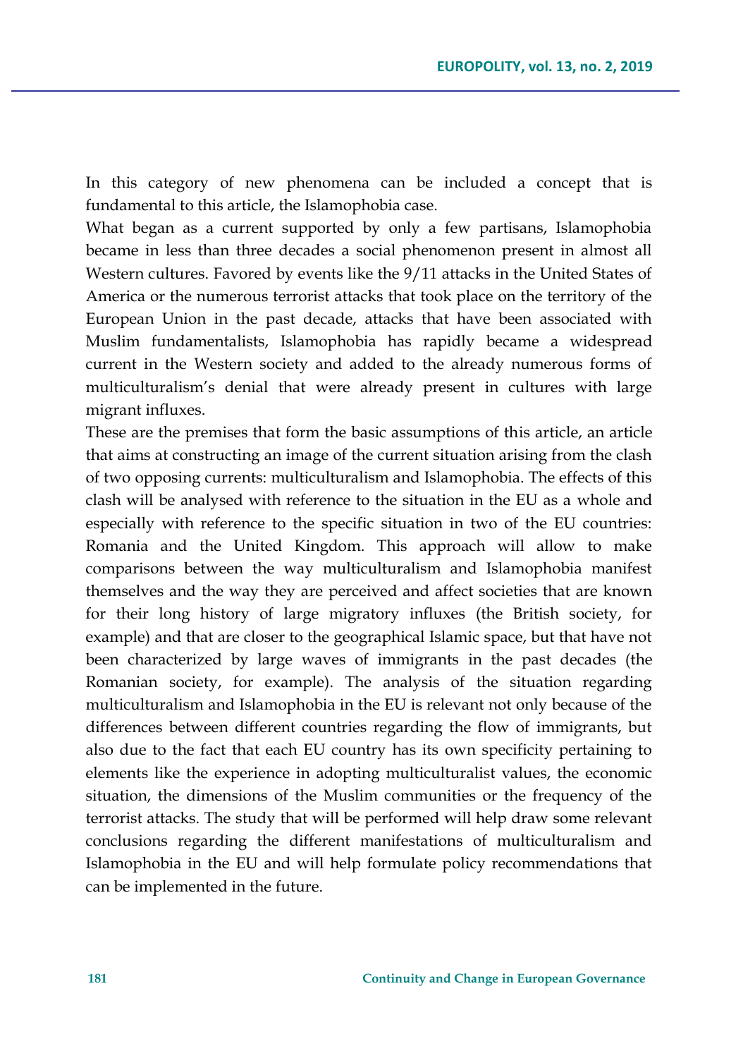In this category of new phenomena can be included a concept that is fundamental to this article, the Islamophobia case.

What began as a current supported by only a few partisans, Islamophobia became in less than three decades a social phenomenon present in almost all Western cultures. Favored by events like the 9/11 attacks in the United States of America or the numerous terrorist attacks that took place on the territory of the European Union in the past decade, attacks that have been associated with Muslim fundamentalists, Islamophobia has rapidly became a widespread current in the Western society and added to the already numerous forms of multiculturalism's denial that were already present in cultures with large migrant influxes.

These are the premises that form the basic assumptions of this article, an article that aims at constructing an image of the current situation arising from the clash of two opposing currents: multiculturalism and Islamophobia. The effects of this clash will be analysed with reference to the situation in the EU as a whole and especially with reference to the specific situation in two of the EU countries: Romania and the United Kingdom. This approach will allow to make comparisons between the way multiculturalism and Islamophobia manifest themselves and the way they are perceived and affect societies that are known for their long history of large migratory influxes (the British society, for example) and that are closer to the geographical Islamic space, but that have not been characterized by large waves of immigrants in the past decades (the Romanian society, for example). The analysis of the situation regarding multiculturalism and Islamophobia in the EU is relevant not only because of the differences between different countries regarding the flow of immigrants, but also due to the fact that each EU country has its own specificity pertaining to elements like the experience in adopting multiculturalist values, the economic situation, the dimensions of the Muslim communities or the frequency of the terrorist attacks. The study that will be performed will help draw some relevant conclusions regarding the different manifestations of multiculturalism and Islamophobia in the EU and will help formulate policy recommendations that can be implemented in the future.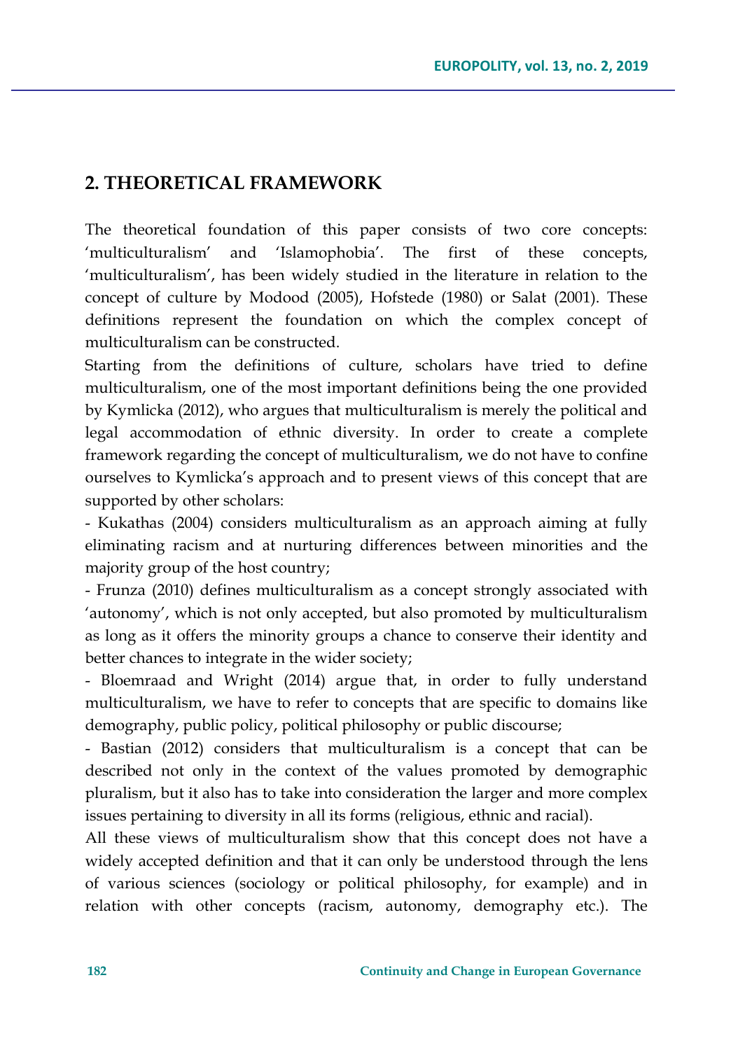## 2. THEORETICAL FRAMEWORK

The theoretical foundation of this paper consists of two core concepts: 'multiculturalism' and 'Islamophobia'. The first of these concepts, 'multiculturalism', has been widely studied in the literature in relation to the concept of culture by Modood (2005), Hofstede (1980) or Salat (2001). These definitions represent the foundation on which the complex concept of multiculturalism can be constructed.

Starting from the definitions of culture, scholars have tried to define multiculturalism, one of the most important definitions being the one provided by Kymlicka (2012), who argues that multiculturalism is merely the political and legal accommodation of ethnic diversity. In order to create a complete framework regarding the concept of multiculturalism, we do not have to confine ourselves to Kymlicka's approach and to present views of this concept that are supported by other scholars:

- Kukathas (2004) considers multiculturalism as an approach aiming at fully eliminating racism and at nurturing differences between minorities and the majority group of the host country;
- Frunza (2010) defines multiculturalism as a concept strongly associated with 'autonomy', which is not only accepted, but also promoted by multiculturalism as long as it offers the minority groups a chance to conserve their identity and better chances to integrate in the wider society;
- Bloemraad and Wright (2014) argue that, in order to fully understand multiculturalism, we have to refer to concepts that are specific to domains like demography, public policy, political philosophy or public discourse;
- Bastian (2012) considers that multiculturalism is a concept that can be described not only in the context of the values promoted by demographic pluralism, but it also has to take into consideration the larger and more complex issues pertaining to diversity in all its forms (religious, ethnic and racial).

All these views of multiculturalism show that this concept does not have a widely accepted definition and that it can only be understood through the lens of various sciences (sociology or political philosophy, for example) and in relation with other concepts (racism, autonomy, demography etc.). The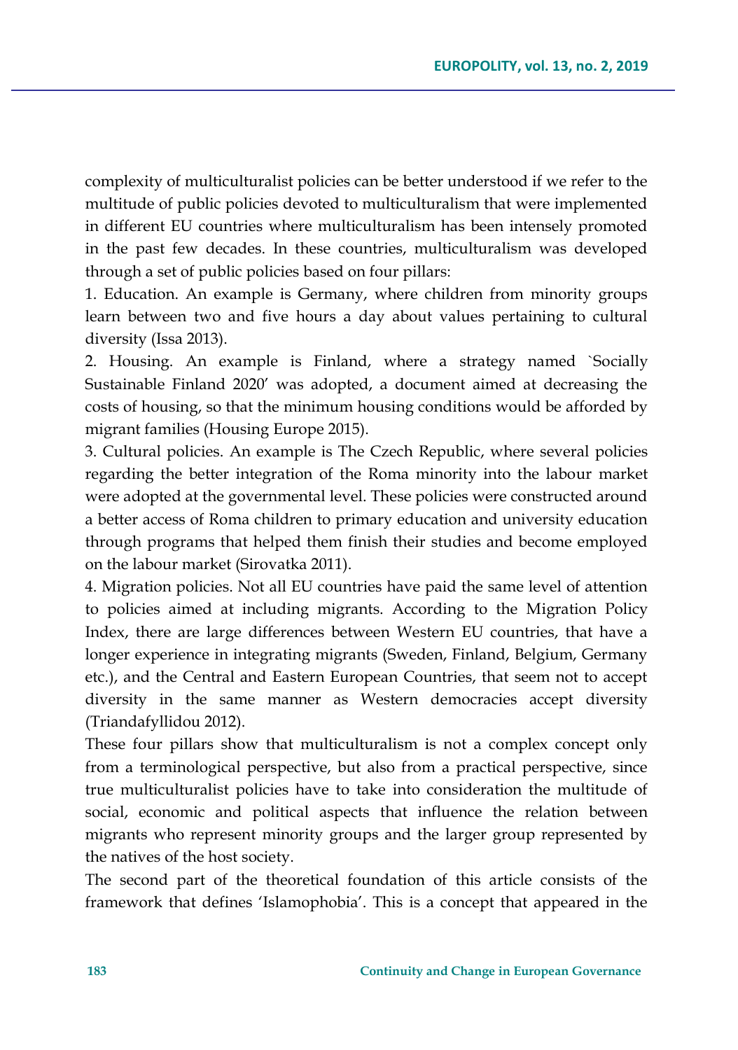complexity of multiculturalist policies can be better understood if we refer to the multitude of public policies devoted to multiculturalism that were implemented in different EU countries where multiculturalism has been intensely promoted in the past few decades. In these countries, multiculturalism was developed through a set of public policies based on four pillars:

1. Education. An example is Germany, where children from minority groups learn between two and five hours a day about values pertaining to cultural diversity (Issa 2013).
2. Housing. An example is Finland, where a strategy named `Socially Sustainable Finland 2020' was adopted, a document aimed at decreasing the costs of housing, so that the minimum housing conditions would be afforded by migrant families (Housing Europe 2015).
3. Cultural policies. An example is The Czech Republic, where several policies regarding the better integration of the Roma minority into the labour market were adopted at the governmental level. These policies were constructed around a better access of Roma children to primary education and university education through programs that helped them finish their studies and become employed on the labour market (Sirovatka 2011).
4. Migration policies. Not all EU countries have paid the same level of attention to policies aimed at including migrants. According to the Migration Policy Index, there are large differences between Western EU countries, that have a longer experience in integrating migrants (Sweden, Finland, Belgium, Germany etc.), and the Central and Eastern European Countries, that seem not to accept diversity in the same manner as Western democracies accept diversity (Triandafyllidou 2012).

These four pillars show that multiculturalism is not a complex concept only from a terminological perspective, but also from a practical perspective, since true multiculturalist policies have to take into consideration the multitude of social, economic and political aspects that influence the relation between migrants who represent minority groups and the larger group represented by the natives of the host society.

The second part of the theoretical foundation of this article consists of the framework that defines 'Islamophobia'. This is a concept that appeared in the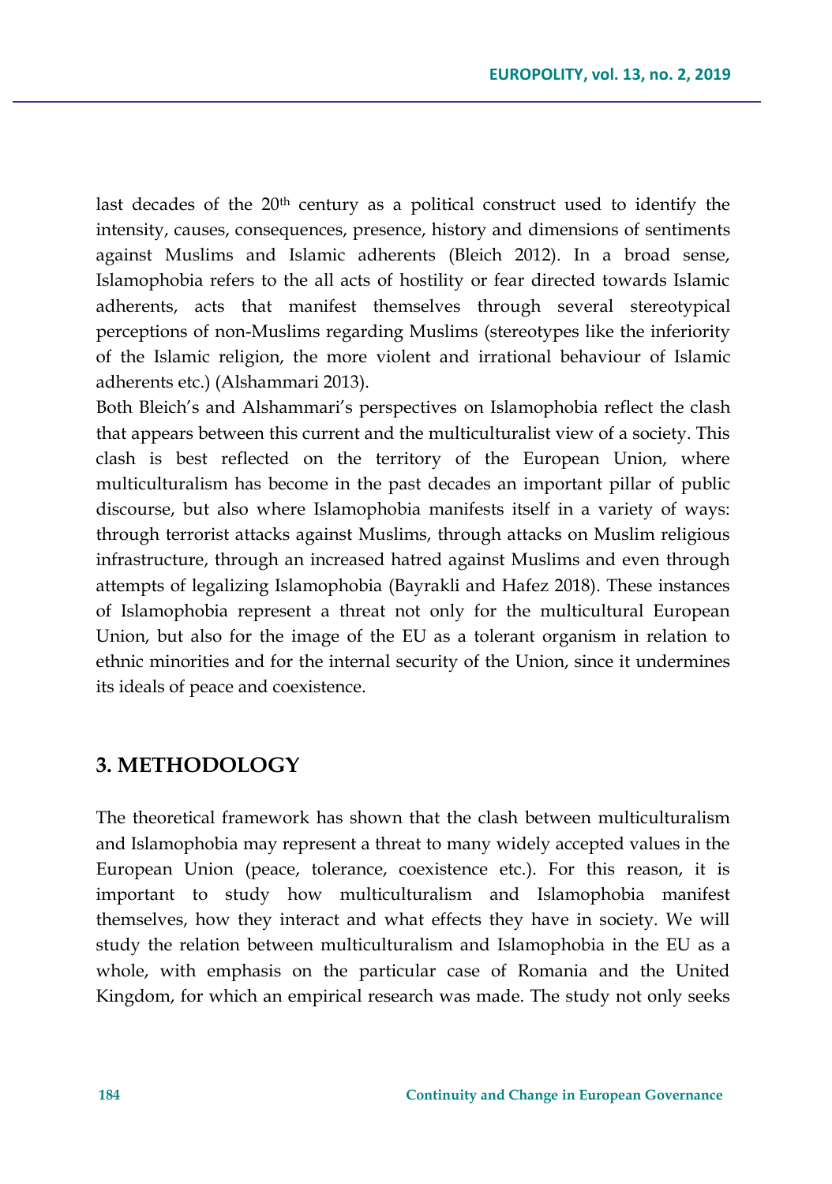last decades of the 20th century as a political construct used to identify the intensity, causes, consequences, presence, history and dimensions of sentiments against Muslims and Islamic adherents (Bleich 2012). In a broad sense, Islamophobia refers to the all acts of hostility or fear directed towards Islamic adherents, acts that manifest themselves through several stereotypical perceptions of non-Muslims regarding Muslims (stereotypes like the inferiority of the Islamic religion, the more violent and irrational behaviour of Islamic adherents etc.) (Alshammari 2013).

Both Bleich's and Alshammari's perspectives on Islamophobia reflect the clash that appears between this current and the multiculturalist view of a society. This clash is best reflected on the territory of the European Union, where multiculturalism has become in the past decades an important pillar of public discourse, but also where Islamophobia manifests itself in a variety of ways: through terrorist attacks against Muslims, through attacks on Muslim religious infrastructure, through an increased hatred against Muslims and even through attempts of legalizing Islamophobia (Bayrakli and Hafez 2018). These instances of Islamophobia represent a threat not only for the multicultural European Union, but also for the image of the EU as a tolerant organism in relation to ethnic minorities and for the internal security of the Union, since it undermines its ideals of peace and coexistence.

## 3. METHODOLOGY

The theoretical framework has shown that the clash between multiculturalism and Islamophobia may represent a threat to many widely accepted values in the European Union (peace, tolerance, coexistence etc.). For this reason, it is important to study how multiculturalism and Islamophobia manifest themselves, how they interact and what effects they have in society. We will study the relation between multiculturalism and Islamophobia in the EU as a whole, with emphasis on the particular case of Romania and the United Kingdom, for which an empirical research was made. The study not only seeks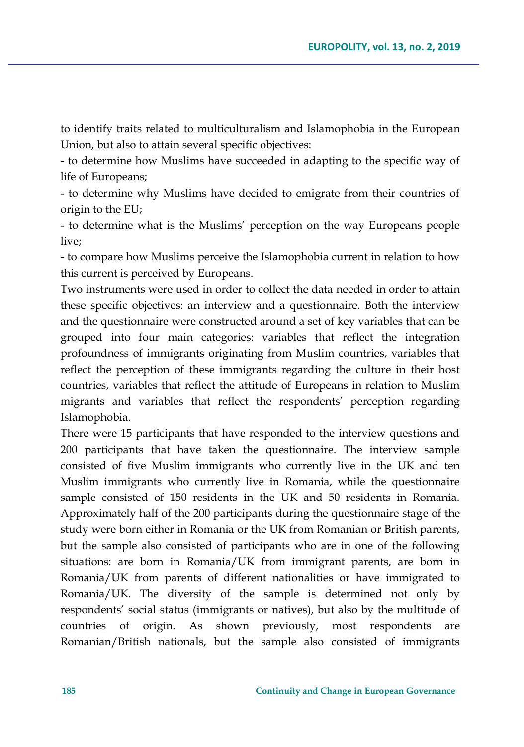to identify traits related to multiculturalism and Islamophobia in the European Union, but also to attain several specific objectives:

- to determine how Muslims have succeeded in adapting to the specific way of life of Europeans;
- to determine why Muslims have decided to emigrate from their countries of origin to the EU;
- to determine what is the Muslims' perception on the way Europeans people live;
- to compare how Muslims perceive the Islamophobia current in relation to how this current is perceived by Europeans.

Two instruments were used in order to collect the data needed in order to attain these specific objectives: an interview and a questionnaire. Both the interview and the questionnaire were constructed around a set of key variables that can be grouped into four main categories: variables that reflect the integration profoundness of immigrants originating from Muslim countries, variables that reflect the perception of these immigrants regarding the culture in their host countries, variables that reflect the attitude of Europeans in relation to Muslim migrants and variables that reflect the respondents' perception regarding Islamophobia.

There were 15 participants that have responded to the interview questions and 200 participants that have taken the questionnaire. The interview sample consisted of five Muslim immigrants who currently live in the UK and ten Muslim immigrants who currently live in Romania, while the questionnaire sample consisted of 150 residents in the UK and 50 residents in Romania. Approximately half of the 200 participants during the questionnaire stage of the study were born either in Romania or the UK from Romanian or British parents, but the sample also consisted of participants who are in one of the following situations: are born in Romania/UK from immigrant parents, are born in Romania/UK from parents of different nationalities or have immigrated to Romania/UK. The diversity of the sample is determined not only by respondents' social status (immigrants or natives), but also by the multitude of countries of origin. As shown previously, most respondents are Romanian/British nationals, but the sample also consisted of immigrants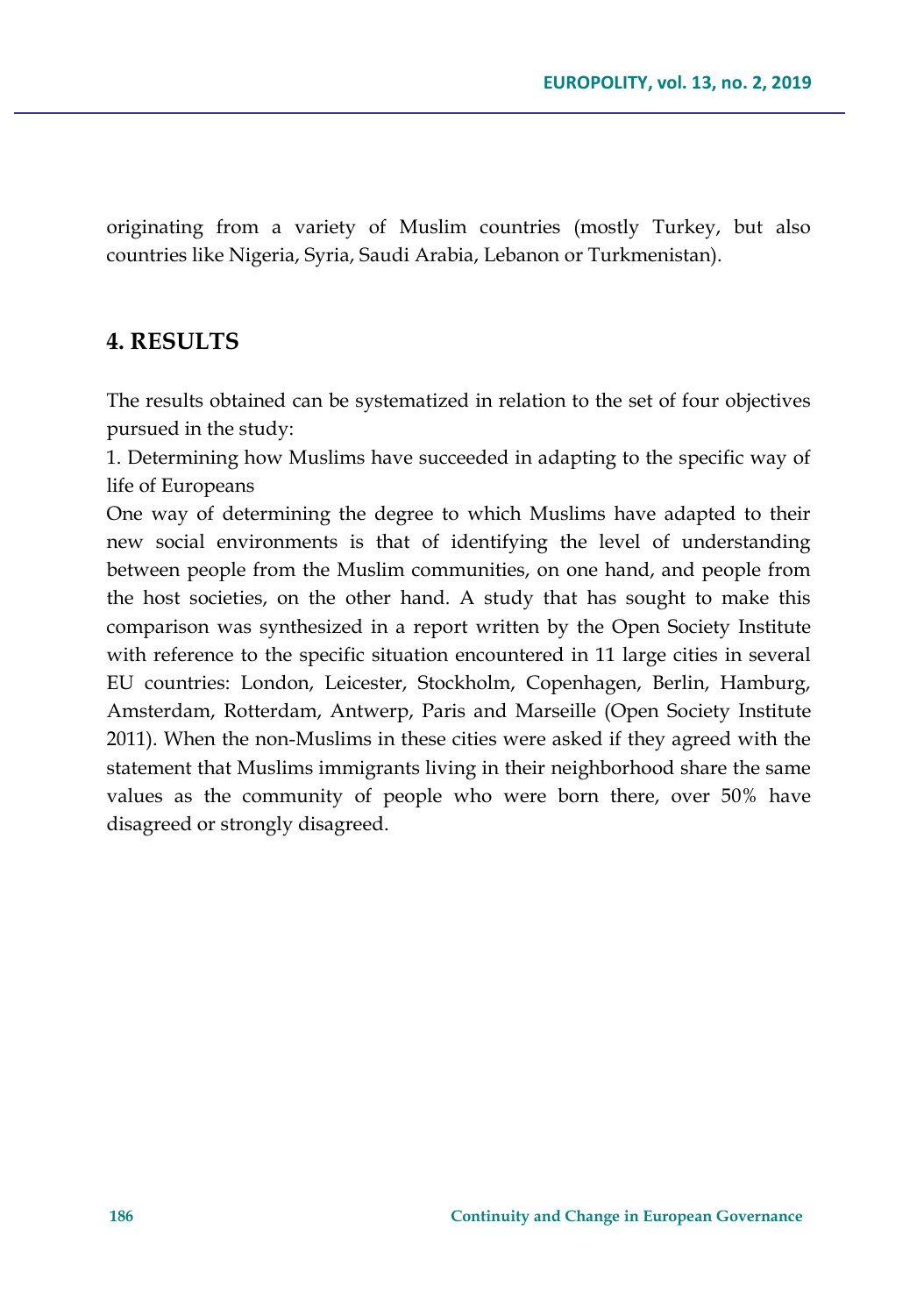originating from a variety of Muslim countries (mostly Turkey, but also countries like Nigeria, Syria, Saudi Arabia, Lebanon or Turkmenistan).

## 4. RESULTS

The results obtained can be systematized in relation to the set of four objectives pursued in the study:

1. Determining how Muslims have succeeded in adapting to the specific way of life of Europeans

One way of determining the degree to which Muslims have adapted to their new social environments is that of identifying the level of understanding between people from the Muslim communities, on one hand, and people from the host societies, on the other hand. A study that has sought to make this comparison was synthesized in a report written by the Open Society Institute with reference to the specific situation encountered in 11 large cities in several EU countries: London, Leicester, Stockholm, Copenhagen, Berlin, Hamburg, Amsterdam, Rotterdam, Antwerp, Paris and Marseille (Open Society Institute 2011). When the non-Muslims in these cities were asked if they agreed with the statement that Muslims immigrants living in their neighborhood share the same values as the community of people who were born there, over 50% have disagreed or strongly disagreed.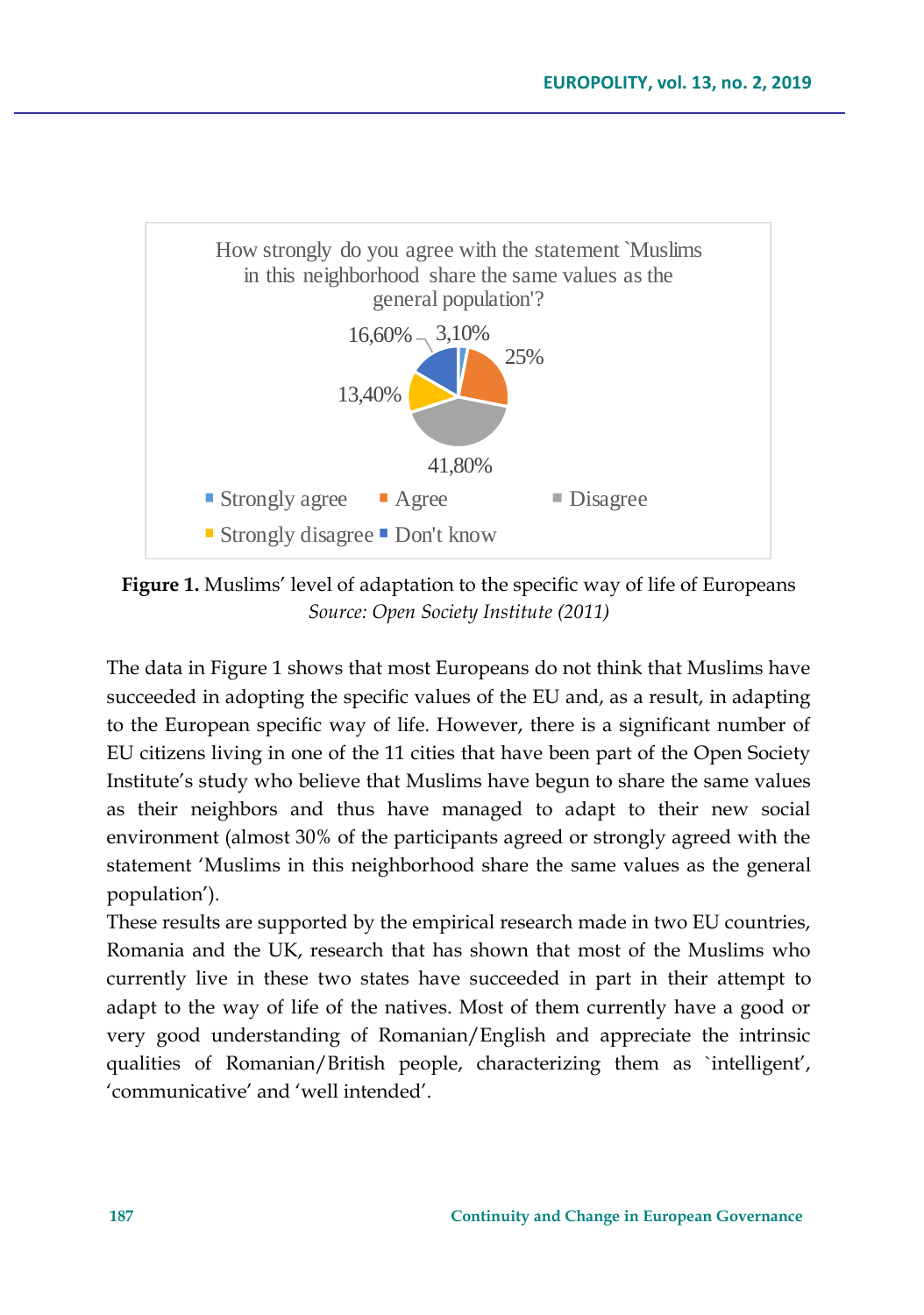How strongly do you agree with the statement `Muslims in this neighborhood share the same values as the general population'?

| Response | Percentage |
| --- | --- |
| Strongly agree | 3,10% |
| Agree | 25% |
| Disagree | 41,80% |
| Strongly disagree | 13,40% |
| Don't know | 16,60% |

**Figure 1.** Muslims' level of adaptation to the specific way of life of Europeans
*Source: Open Society Institute (2011)*

The data in Figure 1 shows that most Europeans do not think that Muslims have succeeded in adopting the specific values of the EU and, as a result, in adapting to the European specific way of life. However, there is a significant number of EU citizens living in one of the 11 cities that have been part of the Open Society Institute's study who believe that Muslims have begun to share the same values as their neighbors and thus have managed to adapt to their new social environment (almost 30% of the participants agreed or strongly agreed with the statement 'Muslims in this neighborhood share the same values as the general population').

These results are supported by the empirical research made in two EU countries, Romania and the UK, research that has shown that most of the Muslims who currently live in these two states have succeeded in part in their attempt to adapt to the way of life of the natives. Most of them currently have a good or very good understanding of Romanian/English and appreciate the intrinsic qualities of Romanian/British people, characterizing them as `intelligent', 'communicative' and 'well intended'.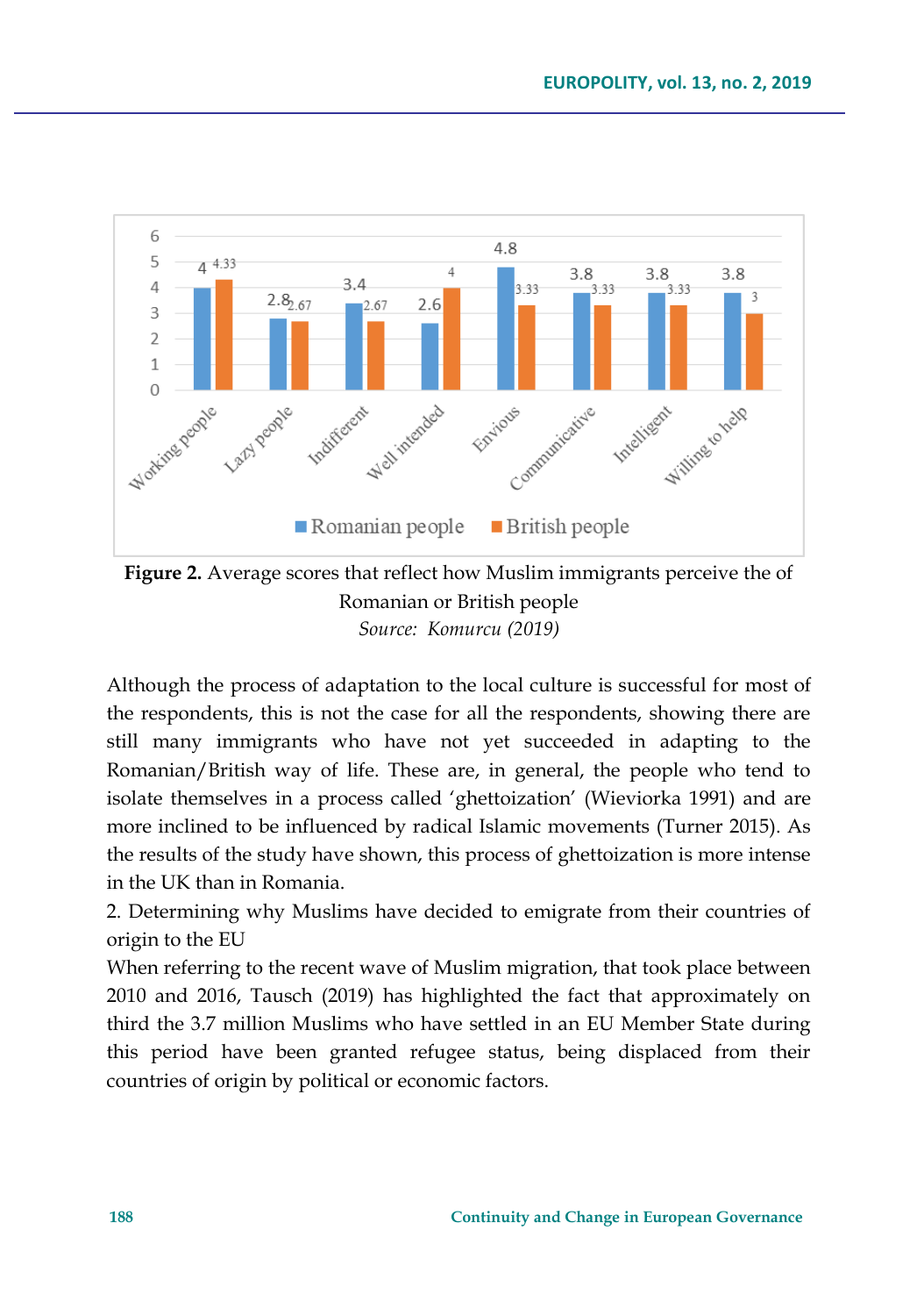**Figure 2.** Average scores that reflect how Muslim immigrants perceive the of Romanian or British people

*Source: Komurcu (2019)*

Although the process of adaptation to the local culture is successful for most of the respondents, this is not the case for all the respondents, showing there are still many immigrants who have not yet succeeded in adapting to the Romanian/British way of life. These are, in general, the people who tend to isolate themselves in a process called 'ghettoization' (Wieviorka 1991) and are more inclined to be influenced by radical Islamic movements (Turner 2015). As the results of the study have shown, this process of ghettoization is more intense in the UK than in Romania.

2. Determining why Muslims have decided to emigrate from their countries of origin to the EU

When referring to the recent wave of Muslim migration, that took place between 2010 and 2016, Tausch (2019) has highlighted the fact that approximately on third the 3.7 million Muslims who have settled in an EU Member State during this period have been granted refugee status, being displaced from their countries of origin by political or economic factors.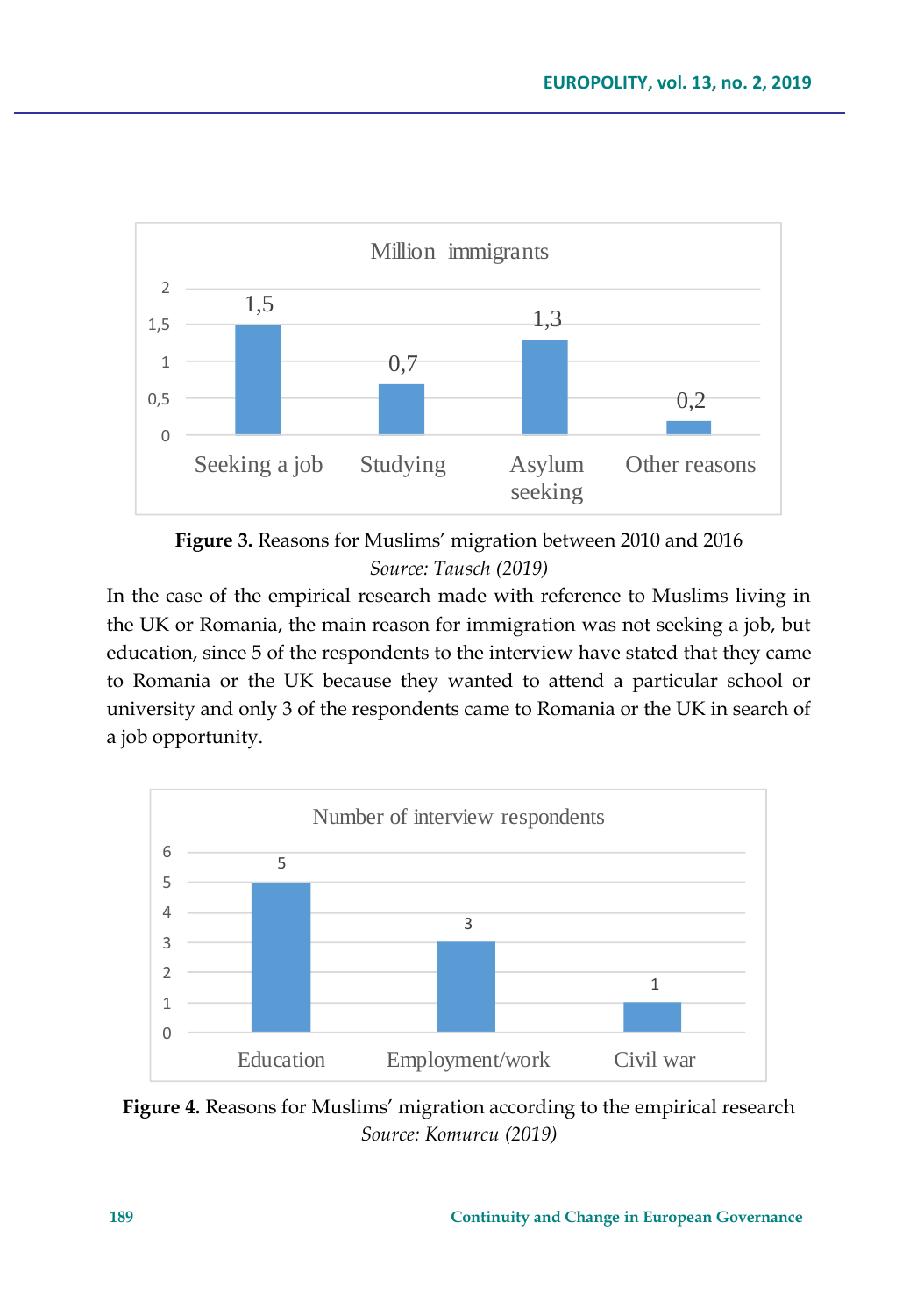Million immigrants

| | Seeking a job | Studying | Asylum seeking | Other reasons |
|---|---|---|---|---|
| Million immigrants | 1,5 | 0,7 | 1,3 | 0,2 |

**Figure 3.** Reasons for Muslims' migration between 2010 and 2016

*Source: Tausch (2019)*

In the case of the empirical research made with reference to Muslims living in the UK or Romania, the main reason for immigration was not seeking a job, but education, since 5 of the respondents to the interview have stated that they came to Romania or the UK because they wanted to attend a particular school or university and only 3 of the respondents came to Romania or the UK in search of a job opportunity.

Number of interview respondents

| | Education | Employment/work | Civil war |
|---|---|---|---|
| Number of interview respondents | 5 | 3 | 1 |

**Figure 4.** Reasons for Muslims' migration according to the empirical research

*Source: Komurcu (2019)*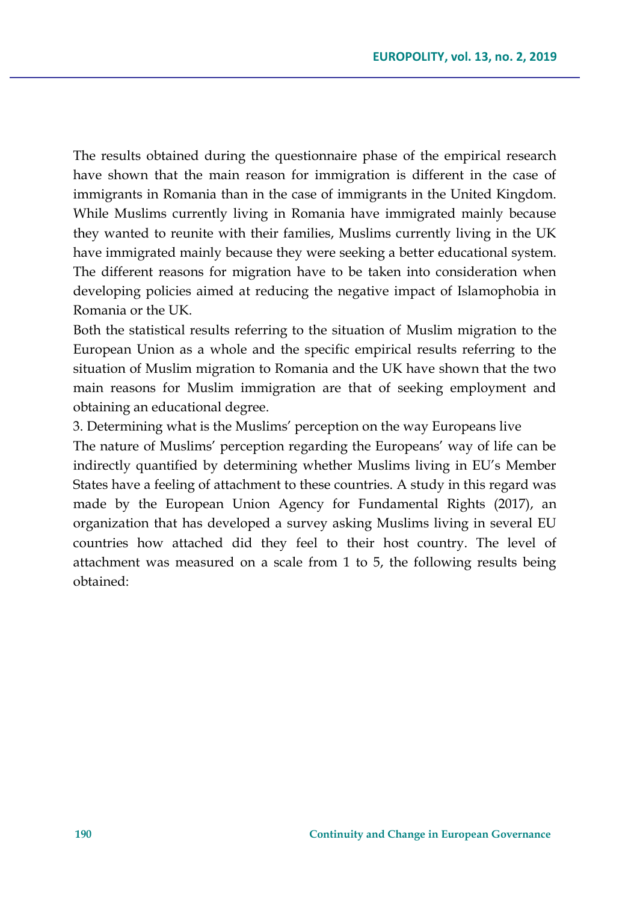The results obtained during the questionnaire phase of the empirical research have shown that the main reason for immigration is different in the case of immigrants in Romania than in the case of immigrants in the United Kingdom. While Muslims currently living in Romania have immigrated mainly because they wanted to reunite with their families, Muslims currently living in the UK have immigrated mainly because they were seeking a better educational system. The different reasons for migration have to be taken into consideration when developing policies aimed at reducing the negative impact of Islamophobia in Romania or the UK.

Both the statistical results referring to the situation of Muslim migration to the European Union as a whole and the specific empirical results referring to the situation of Muslim migration to Romania and the UK have shown that the two main reasons for Muslim immigration are that of seeking employment and obtaining an educational degree.

3. Determining what is the Muslims' perception on the way Europeans live

The nature of Muslims' perception regarding the Europeans' way of life can be indirectly quantified by determining whether Muslims living in EU's Member States have a feeling of attachment to these countries. A study in this regard was made by the European Union Agency for Fundamental Rights (2017), an organization that has developed a survey asking Muslims living in several EU countries how attached did they feel to their host country. The level of attachment was measured on a scale from 1 to 5, the following results being obtained: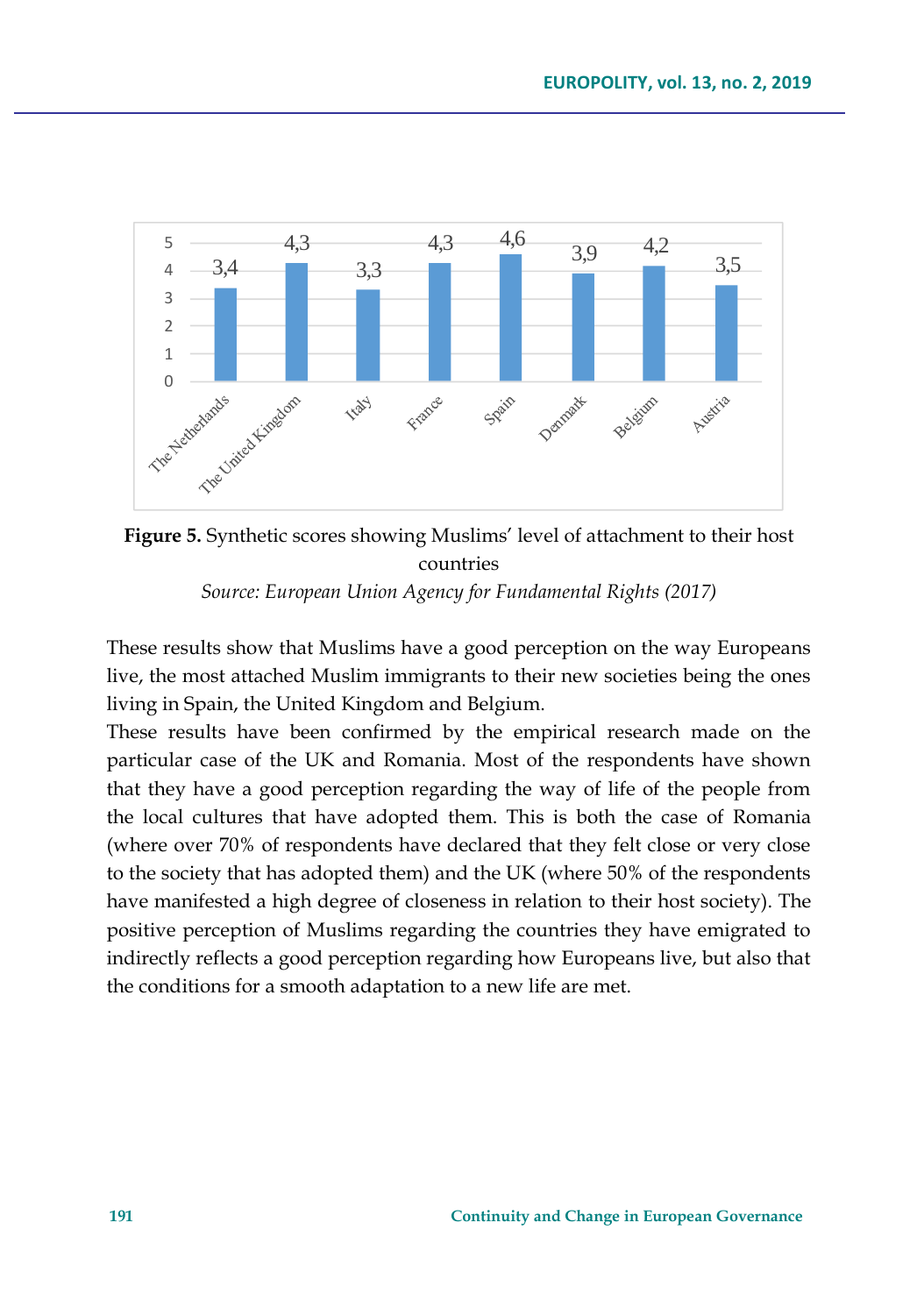| The Netherlands | The United Kingdom | Italy | France | Spain | Denmark | Belgium | Austria |
| --- | --- | --- | --- | --- | --- | --- | --- |
| 3,4 | 4,3 | 3,3 | 4,3 | 4,6 | 3,9 | 4,2 | 3,5 |

**Figure 5.** Synthetic scores showing Muslims' level of attachment to their host countries

*Source: European Union Agency for Fundamental Rights (2017)*

These results show that Muslims have a good perception on the way Europeans live, the most attached Muslim immigrants to their new societies being the ones living in Spain, the United Kingdom and Belgium.

These results have been confirmed by the empirical research made on the particular case of the UK and Romania. Most of the respondents have shown that they have a good perception regarding the way of life of the people from the local cultures that have adopted them. This is both the case of Romania (where over 70% of respondents have declared that they felt close or very close to the society that has adopted them) and the UK (where 50% of the respondents have manifested a high degree of closeness in relation to their host society). The positive perception of Muslims regarding the countries they have emigrated to indirectly reflects a good perception regarding how Europeans live, but also that the conditions for a smooth adaptation to a new life are met.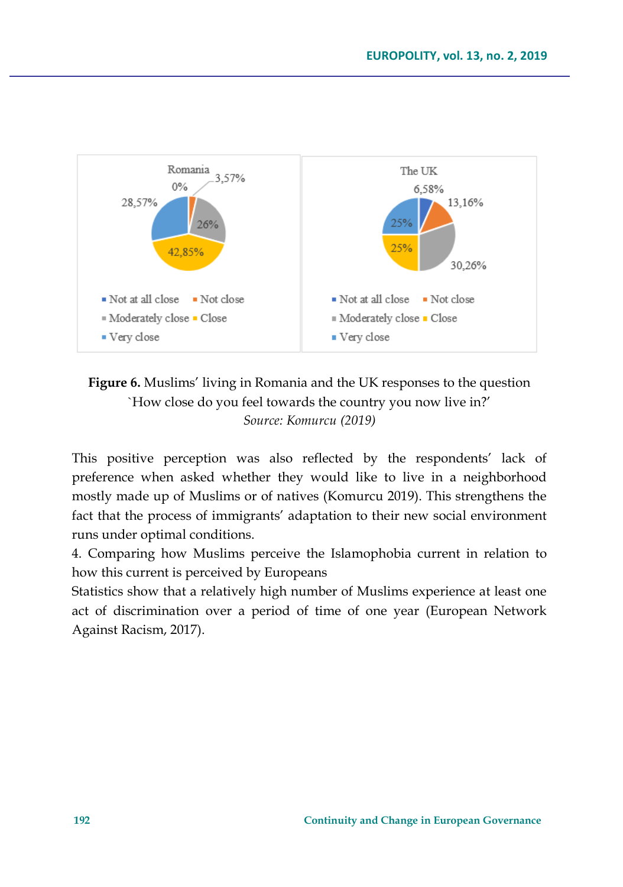**Figure 6.** Muslims' living in Romania and the UK responses to the question `How close do you feel towards the country you now live in?'
*Source: Komurcu (2019)*

This positive perception was also reflected by the respondents' lack of preference when asked whether they would like to live in a neighborhood mostly made up of Muslims or of natives (Komurcu 2019). This strengthens the fact that the process of immigrants' adaptation to their new social environment runs under optimal conditions.

4. Comparing how Muslims perceive the Islamophobia current in relation to how this current is perceived by Europeans

Statistics show that a relatively high number of Muslims experience at least one act of discrimination over a period of time of one year (European Network Against Racism, 2017).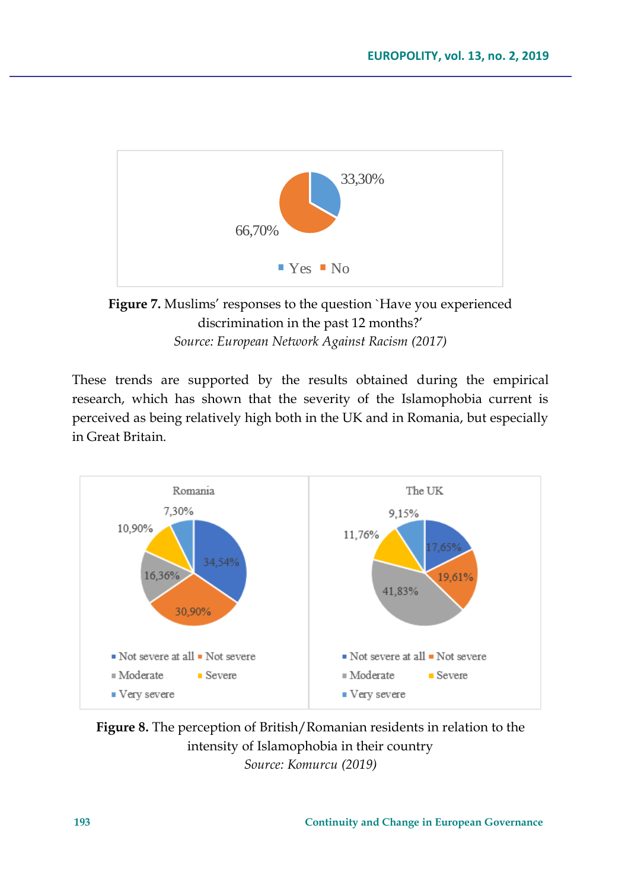**Figure 7.** Muslims' responses to the question `Have you experienced discrimination in the past 12 months?'
*Source: European Network Against Racism (2017)*

These trends are supported by the results obtained during the empirical research, which has shown that the severity of the Islamophobia current is perceived as being relatively high both in the UK and in Romania, but especially in Great Britain.

**Figure 8.** The perception of British/Romanian residents in relation to the intensity of Islamophobia in their country
*Source: Komurcu (2019)*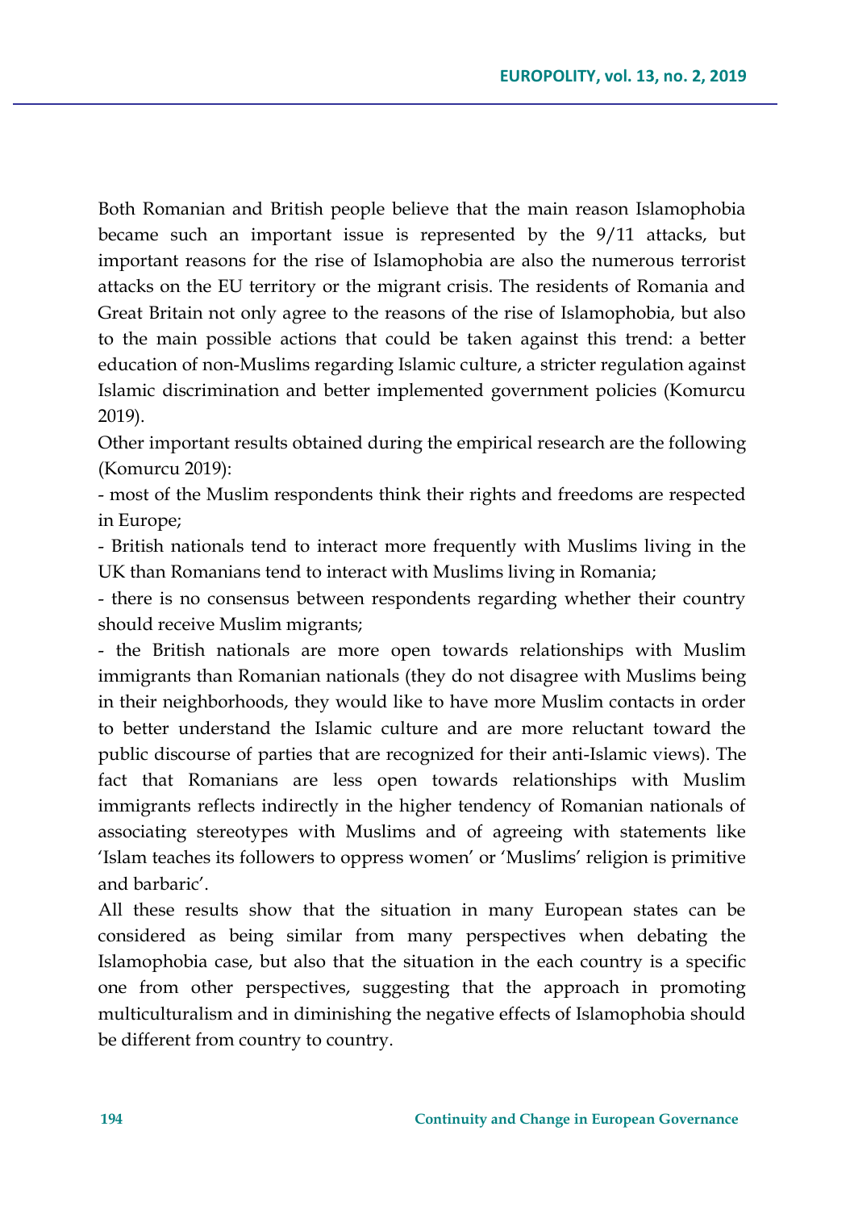Both Romanian and British people believe that the main reason Islamophobia became such an important issue is represented by the 9/11 attacks, but important reasons for the rise of Islamophobia are also the numerous terrorist attacks on the EU territory or the migrant crisis. The residents of Romania and Great Britain not only agree to the reasons of the rise of Islamophobia, but also to the main possible actions that could be taken against this trend: a better education of non-Muslims regarding Islamic culture, a stricter regulation against Islamic discrimination and better implemented government policies (Komurcu 2019).

Other important results obtained during the empirical research are the following (Komurcu 2019):

- most of the Muslim respondents think their rights and freedoms are respected in Europe;
- British nationals tend to interact more frequently with Muslims living in the UK than Romanians tend to interact with Muslims living in Romania;
- there is no consensus between respondents regarding whether their country should receive Muslim migrants;
- the British nationals are more open towards relationships with Muslim immigrants than Romanian nationals (they do not disagree with Muslims being in their neighborhoods, they would like to have more Muslim contacts in order to better understand the Islamic culture and are more reluctant toward the public discourse of parties that are recognized for their anti-Islamic views). The fact that Romanians are less open towards relationships with Muslim immigrants reflects indirectly in the higher tendency of Romanian nationals of associating stereotypes with Muslims and of agreeing with statements like 'Islam teaches its followers to oppress women' or 'Muslims' religion is primitive and barbaric'.

All these results show that the situation in many European states can be considered as being similar from many perspectives when debating the Islamophobia case, but also that the situation in the each country is a specific one from other perspectives, suggesting that the approach in promoting multiculturalism and in diminishing the negative effects of Islamophobia should be different from country to country.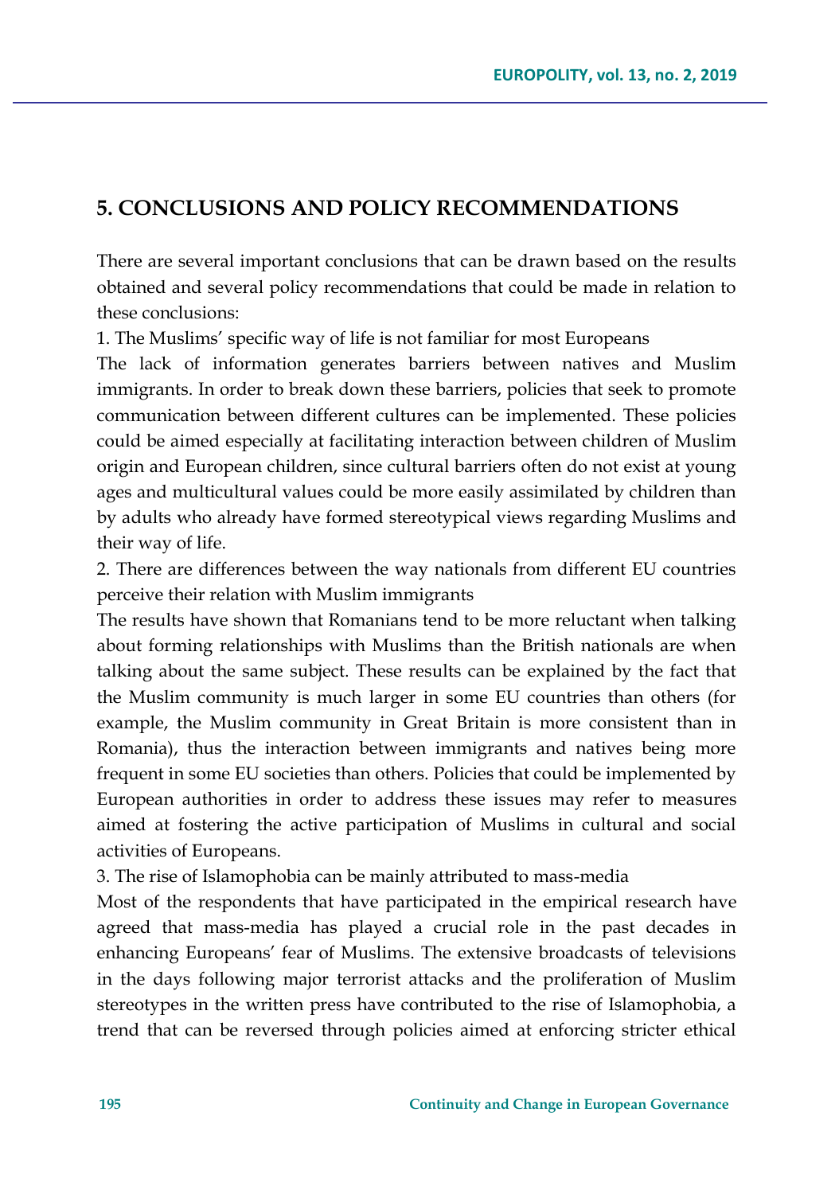## 5. CONCLUSIONS AND POLICY RECOMMENDATIONS

There are several important conclusions that can be drawn based on the results obtained and several policy recommendations that could be made in relation to these conclusions:

1. The Muslims' specific way of life is not familiar for most Europeans

The lack of information generates barriers between natives and Muslim immigrants. In order to break down these barriers, policies that seek to promote communication between different cultures can be implemented. These policies could be aimed especially at facilitating interaction between children of Muslim origin and European children, since cultural barriers often do not exist at young ages and multicultural values could be more easily assimilated by children than by adults who already have formed stereotypical views regarding Muslims and their way of life.

2. There are differences between the way nationals from different EU countries perceive their relation with Muslim immigrants

The results have shown that Romanians tend to be more reluctant when talking about forming relationships with Muslims than the British nationals are when talking about the same subject. These results can be explained by the fact that the Muslim community is much larger in some EU countries than others (for example, the Muslim community in Great Britain is more consistent than in Romania), thus the interaction between immigrants and natives being more frequent in some EU societies than others. Policies that could be implemented by European authorities in order to address these issues may refer to measures aimed at fostering the active participation of Muslims in cultural and social activities of Europeans.

3. The rise of Islamophobia can be mainly attributed to mass-media

Most of the respondents that have participated in the empirical research have agreed that mass-media has played a crucial role in the past decades in enhancing Europeans' fear of Muslims. The extensive broadcasts of televisions in the days following major terrorist attacks and the proliferation of Muslim stereotypes in the written press have contributed to the rise of Islamophobia, a trend that can be reversed through policies aimed at enforcing stricter ethical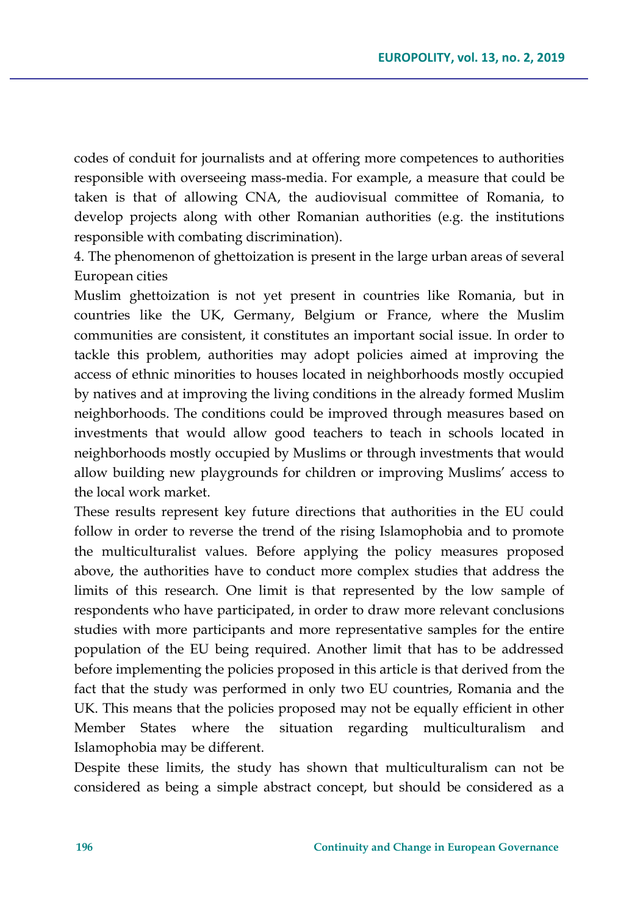codes of conduct for journalists and at offering more competences to authorities responsible with overseeing mass-media. For example, a measure that could be taken is that of allowing CNA, the audiovisual committee of Romania, to develop projects along with other Romanian authorities (e.g. the institutions responsible with combating discrimination).

4. The phenomenon of ghettoization is present in the large urban areas of several European cities

Muslim ghettoization is not yet present in countries like Romania, but in countries like the UK, Germany, Belgium or France, where the Muslim communities are consistent, it constitutes an important social issue. In order to tackle this problem, authorities may adopt policies aimed at improving the access of ethnic minorities to houses located in neighborhoods mostly occupied by natives and at improving the living conditions in the already formed Muslim neighborhoods. The conditions could be improved through measures based on investments that would allow good teachers to teach in schools located in neighborhoods mostly occupied by Muslims or through investments that would allow building new playgrounds for children or improving Muslims' access to the local work market.

These results represent key future directions that authorities in the EU could follow in order to reverse the trend of the rising Islamophobia and to promote the multiculturalist values. Before applying the policy measures proposed above, the authorities have to conduct more complex studies that address the limits of this research. One limit is that represented by the low sample of respondents who have participated, in order to draw more relevant conclusions studies with more participants and more representative samples for the entire population of the EU being required. Another limit that has to be addressed before implementing the policies proposed in this article is that derived from the fact that the study was performed in only two EU countries, Romania and the UK. This means that the policies proposed may not be equally efficient in other Member States where the situation regarding multiculturalism and Islamophobia may be different.

Despite these limits, the study has shown that multiculturalism can not be considered as being a simple abstract concept, but should be considered as a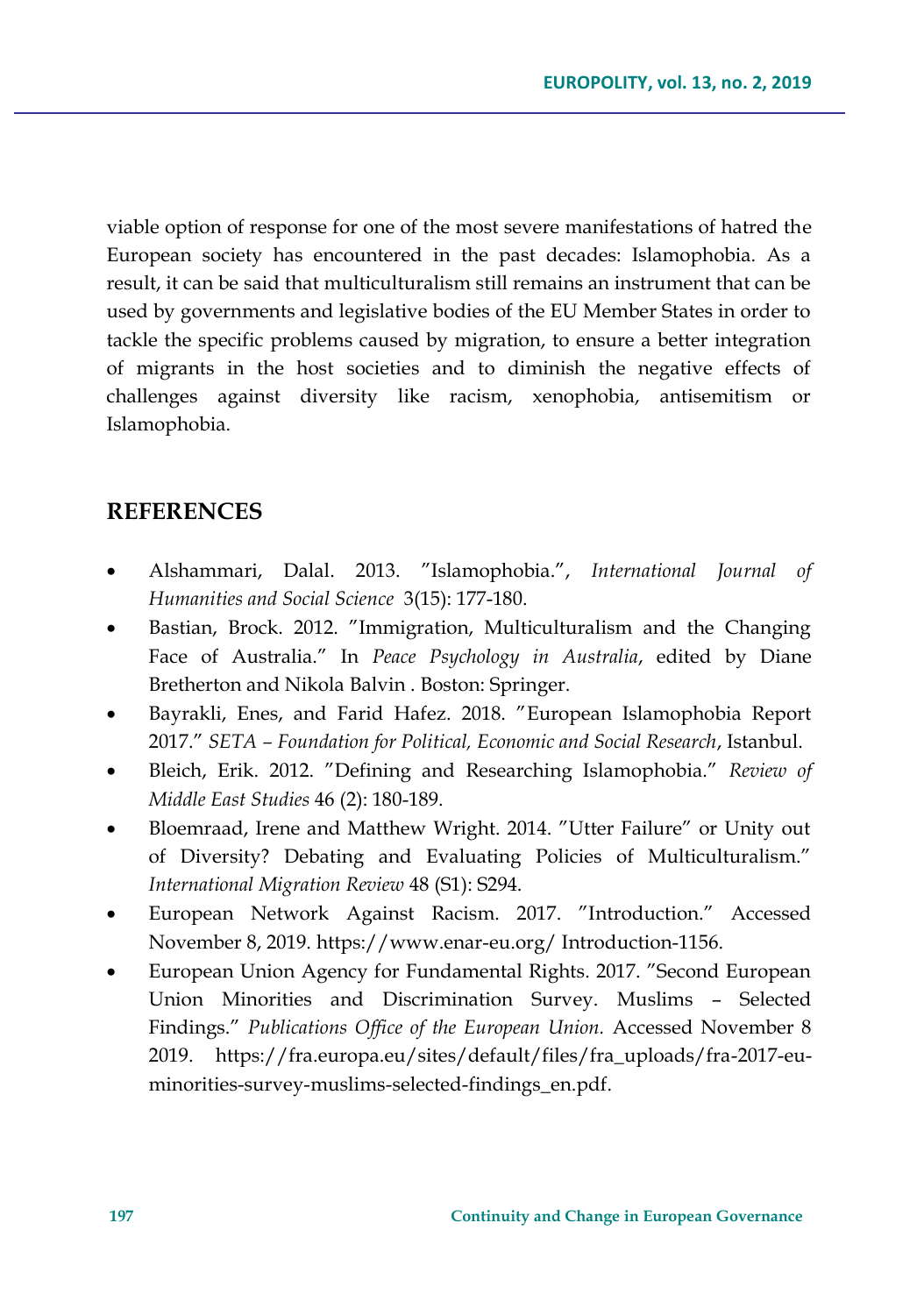viable option of response for one of the most severe manifestations of hatred the European society has encountered in the past decades: Islamophobia. As a result, it can be said that multiculturalism still remains an instrument that can be used by governments and legislative bodies of the EU Member States in order to tackle the specific problems caused by migration, to ensure a better integration of migrants in the host societies and to diminish the negative effects of challenges against diversity like racism, xenophobia, antisemitism or Islamophobia.

## REFERENCES

- Alshammari, Dalal. 2013. ″Islamophobia.″, *International Journal of Humanities and Social Science* 3(15): 177-180.
- Bastian, Brock. 2012. ″Immigration, Multiculturalism and the Changing Face of Australia.″ In *Peace Psychology in Australia*, edited by Diane Bretherton and Nikola Balvin . Boston: Springer.
- Bayrakli, Enes, and Farid Hafez. 2018. ″European Islamophobia Report 2017.″ *SETA – Foundation for Political, Economic and Social Research*, Istanbul.
- Bleich, Erik. 2012. ″Defining and Researching Islamophobia.″ *Review of Middle East Studies* 46 (2): 180-189.
- Bloemraad, Irene and Matthew Wright. 2014. ″Utter Failure″ or Unity out of Diversity? Debating and Evaluating Policies of Multiculturalism.″ *International Migration Review* 48 (S1): S294.
- European Network Against Racism. 2017. ″Introduction.″ Accessed November 8, 2019. https://www.enar-eu.org/ Introduction-1156.
- European Union Agency for Fundamental Rights. 2017. ″Second European Union Minorities and Discrimination Survey. Muslims – Selected Findings.″ *Publications Office of the European Union.* Accessed November 8 2019. https://fra.europa.eu/sites/default/files/fra_uploads/fra-2017-eu-minorities-survey-muslims-selected-findings_en.pdf.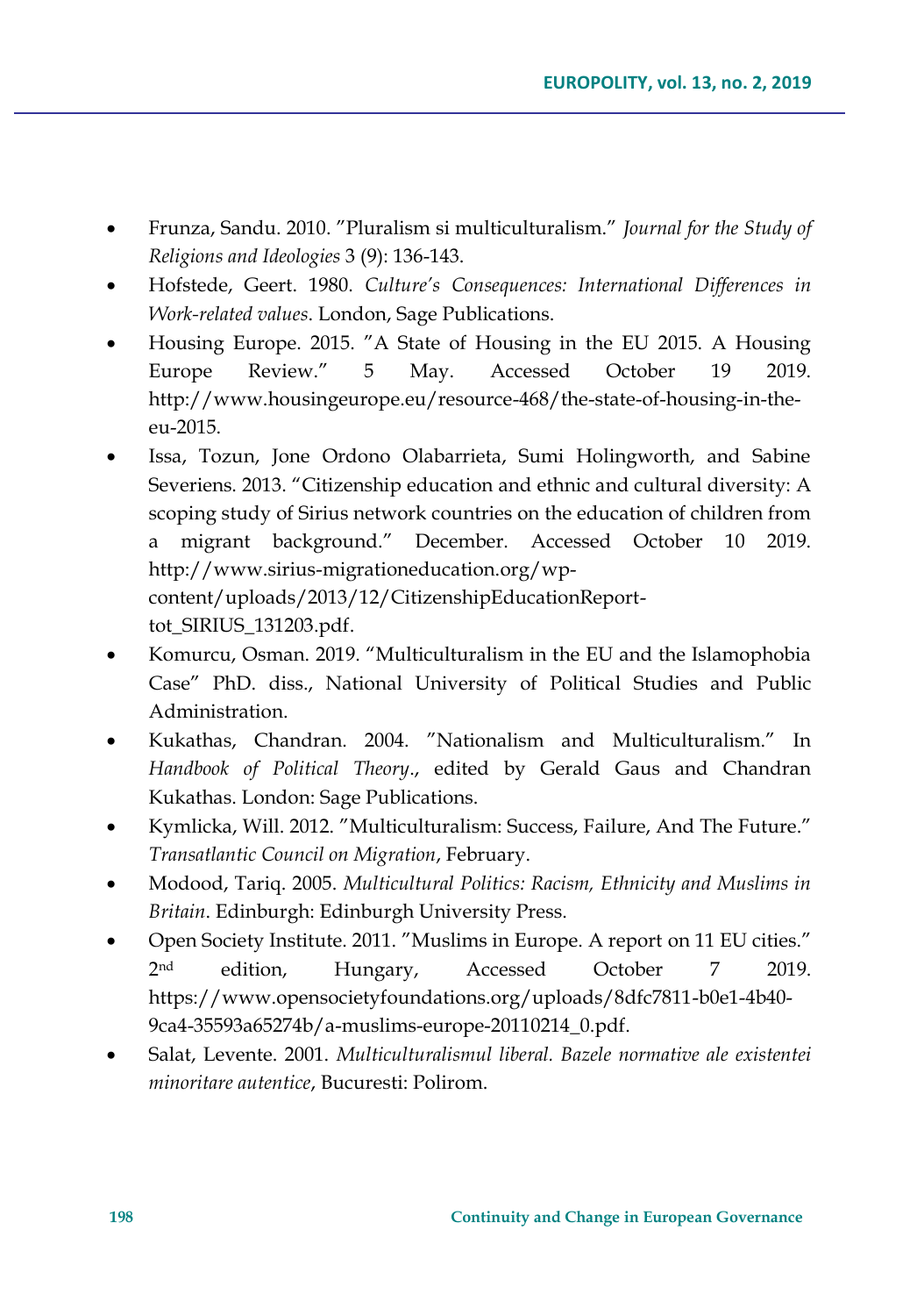- Frunza, Sandu. 2010. ”Pluralism si multiculturalism.” *Journal for the Study of Religions and Ideologies* 3 (9): 136-143.
- Hofstede, Geert. 1980. *Culture's Consequences: International Differences in Work-related values*. London, Sage Publications.
- Housing Europe. 2015. ”A State of Housing in the EU 2015. A Housing Europe Review.” 5 May. Accessed October 19 2019. http://www.housingeurope.eu/resource-468/the-state-of-housing-in-the-eu-2015.
- Issa, Tozun, Jone Ordono Olabarrieta, Sumi Holingworth, and Sabine Severiens. 2013. “Citizenship education and ethnic and cultural diversity: A scoping study of Sirius network countries on the education of children from a migrant background.” December. Accessed October 10 2019. http://www.sirius-migrationeducation.org/wp-content/uploads/2013/12/CitizenshipEducationReport-tot_SIRIUS_131203.pdf.
- Komurcu, Osman. 2019. “Multiculturalism in the EU and the Islamophobia Case” PhD. diss., National University of Political Studies and Public Administration.
- Kukathas, Chandran. 2004. ”Nationalism and Multiculturalism.” In *Handbook of Political Theory*., edited by Gerald Gaus and Chandran Kukathas. London: Sage Publications.
- Kymlicka, Will. 2012. ”Multiculturalism: Success, Failure, And The Future.” *Transatlantic Council on Migration*, February.
- Modood, Tariq. 2005. *Multicultural Politics: Racism, Ethnicity and Muslims in Britain*. Edinburgh: Edinburgh University Press.
- Open Society Institute. 2011. ”Muslims in Europe. A report on 11 EU cities.” 2nd edition, Hungary, Accessed October 7 2019. https://www.opensocietyfoundations.org/uploads/8dfc7811-b0e1-4b40-9ca4-35593a65274b/a-muslims-europe-20110214_0.pdf.
- Salat, Levente. 2001. *Multiculturalismul liberal. Bazele normative ale existentei minoritare autentice*, Bucuresti: Polirom.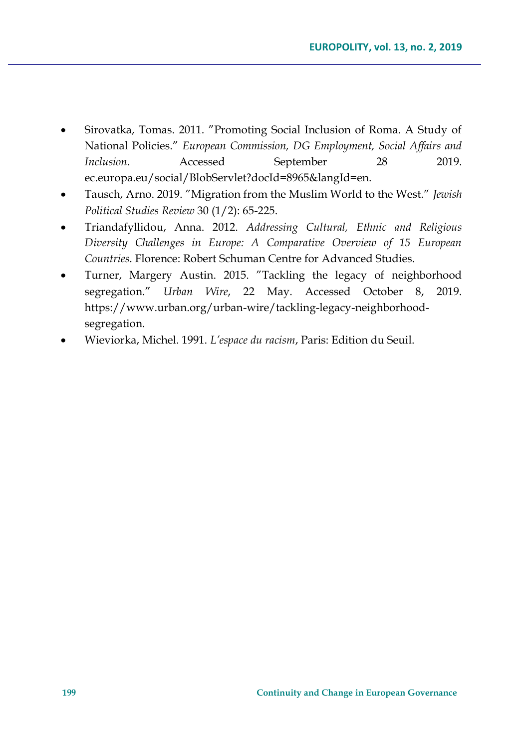- Sirovatka, Tomas. 2011. ”Promoting Social Inclusion of Roma. A Study of National Policies.” *European Commission, DG Employment, Social Affairs and Inclusion.* Accessed September 28 2019. ec.europa.eu/social/BlobServlet?docId=8965&langId=en.
- Tausch, Arno. 2019. ”Migration from the Muslim World to the West.” *Jewish Political Studies Review* 30 (1/2): 65-225.
- Triandafyllidou, Anna. 2012. *Addressing Cultural, Ethnic and Religious Diversity Challenges in Europe: A Comparative Overview of 15 European Countries*. Florence: Robert Schuman Centre for Advanced Studies.
- Turner, Margery Austin. 2015. ”Tackling the legacy of neighborhood segregation.” *Urban Wire*, 22 May. Accessed October 8, 2019. https://www.urban.org/urban-wire/tackling-legacy-neighborhood-segregation.
- Wieviorka, Michel. 1991. *L'espace du racism*, Paris: Edition du Seuil.